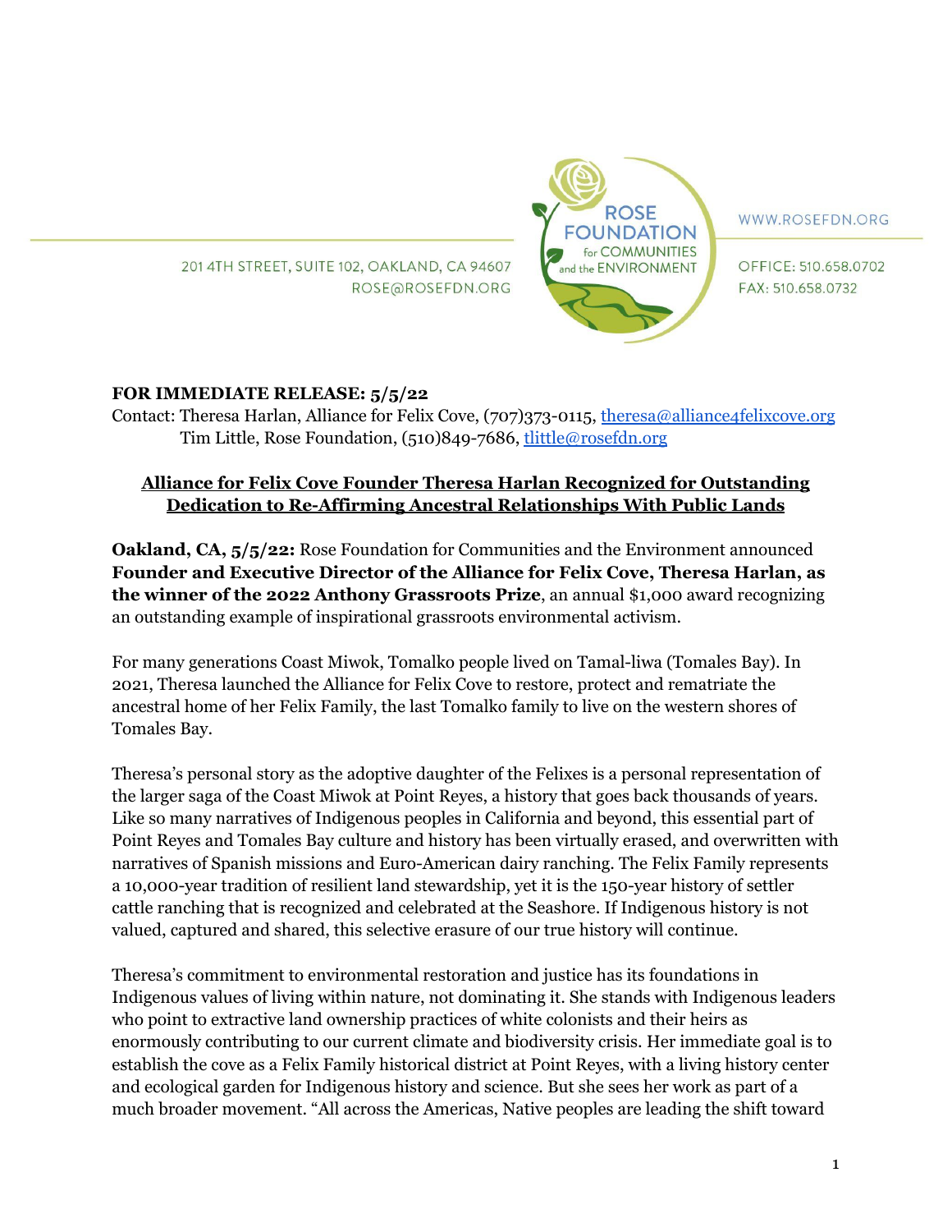201 4TH STREET, SUITE 102, OAKLAND, CA 94607
ROSE@ROSEFDN.ORG

ROSE FOUNDATION for COMMUNITIES and the ENVIRONMENT

WWW.ROSEFDN.ORG

OFFICE: 510.658.0702
FAX: 510.658.0732

**FOR IMMEDIATE RELEASE: 5/5/22**
Contact: Theresa Harlan, Alliance for Felix Cove, (707)373-0115, theresa@alliance4felixcove.org
Tim Little, Rose Foundation, (510)849-7686, tlittle@rosefdn.org

**Alliance for Felix Cove Founder Theresa Harlan Recognized for Outstanding Dedication to Re-Affirming Ancestral Relationships With Public Lands**

**Oakland, CA, 5/5/22:** Rose Foundation for Communities and the Environment announced **Founder and Executive Director of the Alliance for Felix Cove, Theresa Harlan, as the winner of the 2022 Anthony Grassroots Prize**, an annual $1,000 award recognizing an outstanding example of inspirational grassroots environmental activism.

For many generations Coast Miwok, Tomalko people lived on Tamal-liwa (Tomales Bay). In 2021, Theresa launched the Alliance for Felix Cove to restore, protect and rematriate the ancestral home of her Felix Family, the last Tomalko family to live on the western shores of Tomales Bay.

Theresa's personal story as the adoptive daughter of the Felixes is a personal representation of the larger saga of the Coast Miwok at Point Reyes, a history that goes back thousands of years. Like so many narratives of Indigenous peoples in California and beyond, this essential part of Point Reyes and Tomales Bay culture and history has been virtually erased, and overwritten with narratives of Spanish missions and Euro-American dairy ranching. The Felix Family represents a 10,000-year tradition of resilient land stewardship, yet it is the 150-year history of settler cattle ranching that is recognized and celebrated at the Seashore. If Indigenous history is not valued, captured and shared, this selective erasure of our true history will continue.

Theresa's commitment to environmental restoration and justice has its foundations in Indigenous values of living within nature, not dominating it. She stands with Indigenous leaders who point to extractive land ownership practices of white colonists and their heirs as enormously contributing to our current climate and biodiversity crisis. Her immediate goal is to establish the cove as a Felix Family historical district at Point Reyes, with a living history center and ecological garden for Indigenous history and science. But she sees her work as part of a much broader movement. "All across the Americas, Native peoples are leading the shift toward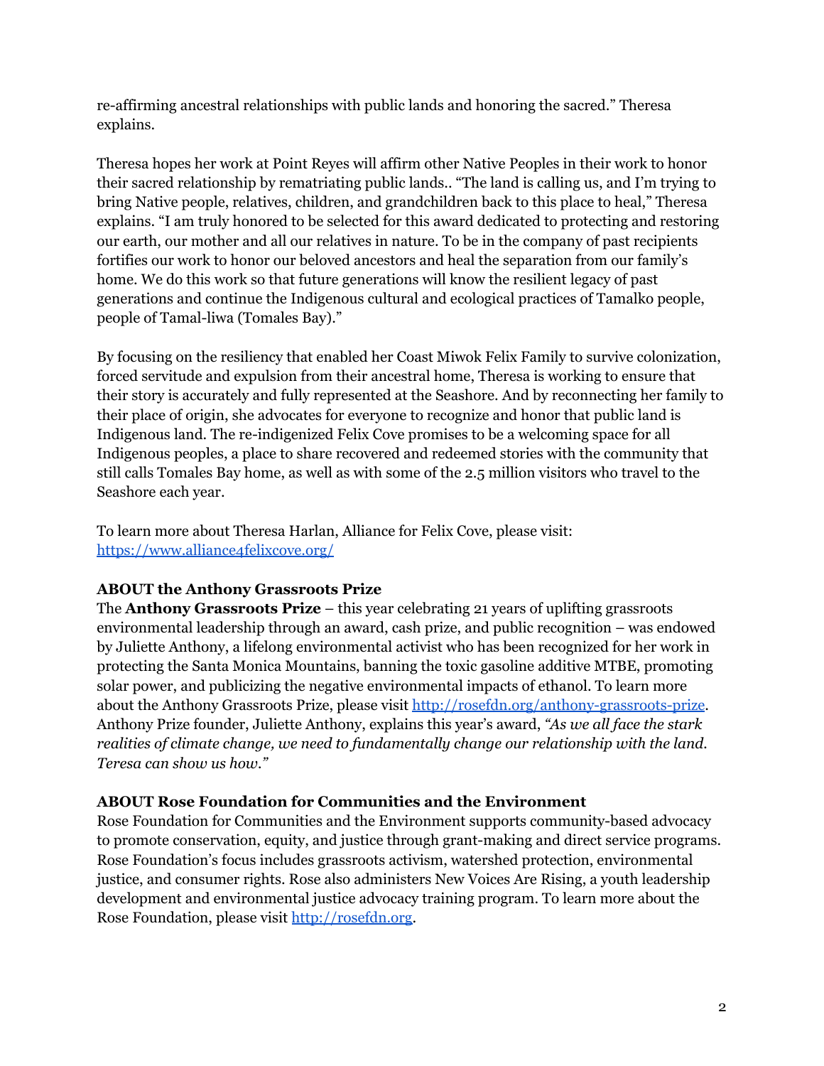re-affirming ancestral relationships with public lands and honoring the sacred." Theresa explains.

Theresa hopes her work at Point Reyes will affirm other Native Peoples in their work to honor their sacred relationship by rematriating public lands.. "The land is calling us, and I'm trying to bring Native people, relatives, children, and grandchildren back to this place to heal," Theresa explains. "I am truly honored to be selected for this award dedicated to protecting and restoring our earth, our mother and all our relatives in nature. To be in the company of past recipients fortifies our work to honor our beloved ancestors and heal the separation from our family's home. We do this work so that future generations will know the resilient legacy of past generations and continue the Indigenous cultural and ecological practices of Tamalko people, people of Tamal-liwa (Tomales Bay)."

By focusing on the resiliency that enabled her Coast Miwok Felix Family to survive colonization, forced servitude and expulsion from their ancestral home, Theresa is working to ensure that their story is accurately and fully represented at the Seashore. And by reconnecting her family to their place of origin, she advocates for everyone to recognize and honor that public land is Indigenous land. The re-indigenized Felix Cove promises to be a welcoming space for all Indigenous peoples, a place to share recovered and redeemed stories with the community that still calls Tomales Bay home, as well as with some of the 2.5 million visitors who travel to the Seashore each year.

To learn more about Theresa Harlan, Alliance for Felix Cove, please visit: [https://www.alliance4felixcove.org/](https://www.alliance4felixcove.org/)

**ABOUT the Anthony Grassroots Prize**

The **Anthony Grassroots Prize** – this year celebrating 21 years of uplifting grassroots environmental leadership through an award, cash prize, and public recognition – was endowed by Juliette Anthony, a lifelong environmental activist who has been recognized for her work in protecting the Santa Monica Mountains, banning the toxic gasoline additive MTBE, promoting solar power, and publicizing the negative environmental impacts of ethanol. To learn more about the Anthony Grassroots Prize, please visit [http://rosefdn.org/anthony-grassroots-prize](http://rosefdn.org/anthony-grassroots-prize). Anthony Prize founder, Juliette Anthony, explains this year's award, *"As we all face the stark realities of climate change, we need to fundamentally change our relationship with the land. Teresa can show us how."*

**ABOUT Rose Foundation for Communities and the Environment**

Rose Foundation for Communities and the Environment supports community-based advocacy to promote conservation, equity, and justice through grant-making and direct service programs. Rose Foundation's focus includes grassroots activism, watershed protection, environmental justice, and consumer rights. Rose also administers New Voices Are Rising, a youth leadership development and environmental justice advocacy training program. To learn more about the Rose Foundation, please visit [http://rosefdn.org](http://rosefdn.org).